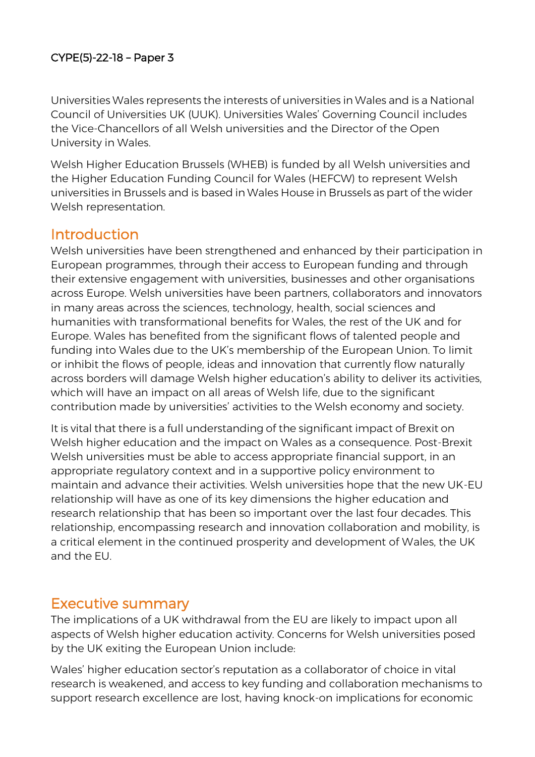CYPE(5)-22-18 – Paper 3

Universities Wales represents the interests of universities in Wales and is a National Council of Universities UK (UUK). Universities Wales' Governing Council includes the Vice-Chancellors of all Welsh universities and the Director of the Open University in Wales.

Welsh Higher Education Brussels (WHEB) is funded by all Welsh universities and the Higher Education Funding Council for Wales (HEFCW) to represent Welsh universities in Brussels and is based in Wales House in Brussels as part of the wider Welsh representation.

## Introduction

Welsh universities have been strengthened and enhanced by their participation in European programmes, through their access to European funding and through their extensive engagement with universities, businesses and other organisations across Europe. Welsh universities have been partners, collaborators and innovators in many areas across the sciences, technology, health, social sciences and humanities with transformational benefits for Wales, the rest of the UK and for Europe. Wales has benefited from the significant flows of talented people and funding into Wales due to the UK's membership of the European Union. To limit or inhibit the flows of people, ideas and innovation that currently flow naturally across borders will damage Welsh higher education's ability to deliver its activities, which will have an impact on all areas of Welsh life, due to the significant contribution made by universities' activities to the Welsh economy and society.

It is vital that there is a full understanding of the significant impact of Brexit on Welsh higher education and the impact on Wales as a consequence. Post-Brexit Welsh universities must be able to access appropriate financial support, in an appropriate regulatory context and in a supportive policy environment to maintain and advance their activities. Welsh universities hope that the new UK-EU relationship will have as one of its key dimensions the higher education and research relationship that has been so important over the last four decades. This relationship, encompassing research and innovation collaboration and mobility, is a critical element in the continued prosperity and development of Wales, the UK and the EU.

## Executive summary

The implications of a UK withdrawal from the EU are likely to impact upon all aspects of Welsh higher education activity. Concerns for Welsh universities posed by the UK exiting the European Union include:

Wales' higher education sector's reputation as a collaborator of choice in vital research is weakened, and access to key funding and collaboration mechanisms to support research excellence are lost, having knock-on implications for economic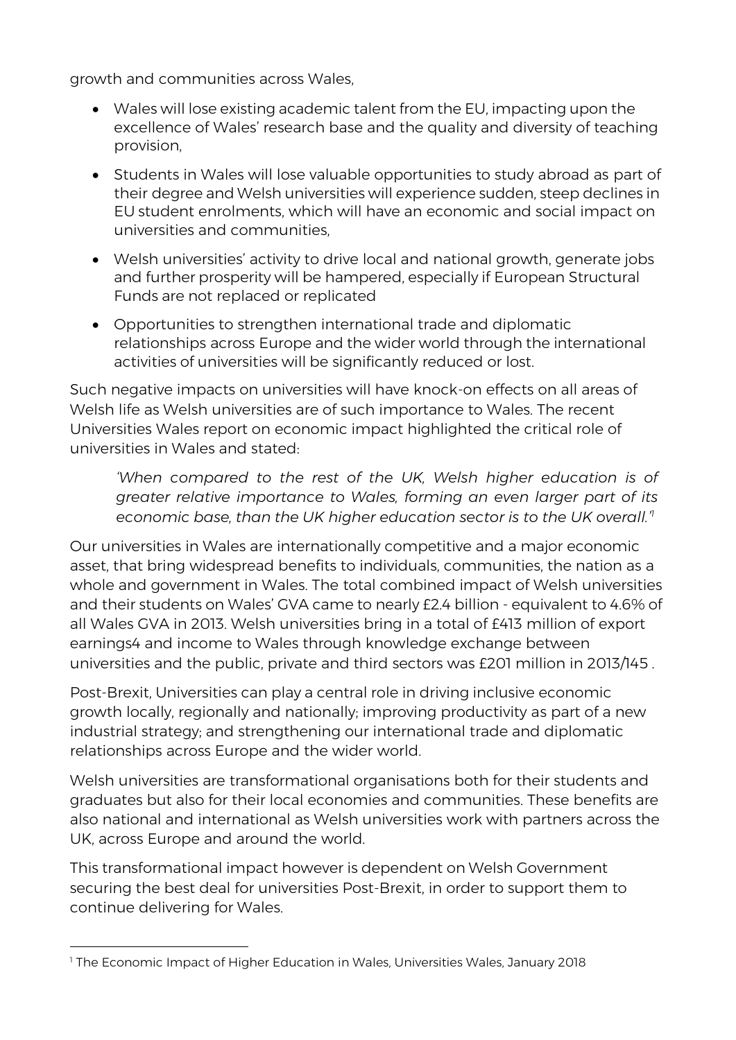growth and communities across Wales,

- Wales will lose existing academic talent from the EU, impacting upon the excellence of Wales' research base and the quality and diversity of teaching provision,
- Students in Wales will lose valuable opportunities to study abroad as part of their degree and Welsh universities will experience sudden, steep declines in EU student enrolments, which will have an economic and social impact on universities and communities,
- Welsh universities' activity to drive local and national growth, generate jobs and further prosperity will be hampered, especially if European Structural Funds are not replaced or replicated
- Opportunities to strengthen international trade and diplomatic relationships across Europe and the wider world through the international activities of universities will be significantly reduced or lost.

Such negative impacts on universities will have knock-on effects on all areas of Welsh life as Welsh universities are of such importance to Wales. The recent Universities Wales report on economic impact highlighted the critical role of universities in Wales and stated:

> *'When compared to the rest of the UK, Welsh higher education is of greater relative importance to Wales, forming an even larger part of its economic base, than the UK higher education sector is to the UK overall.'*[1]

Our universities in Wales are internationally competitive and a major economic asset, that bring widespread benefits to individuals, communities, the nation as a whole and government in Wales. The total combined impact of Welsh universities and their students on Wales' GVA came to nearly £2.4 billion - equivalent to 4.6% of all Wales GVA in 2013. Welsh universities bring in a total of £413 million of export earnings4 and income to Wales through knowledge exchange between universities and the public, private and third sectors was £201 million in 2013/145 .

Post-Brexit, Universities can play a central role in driving inclusive economic growth locally, regionally and nationally; improving productivity as part of a new industrial strategy; and strengthening our international trade and diplomatic relationships across Europe and the wider world.

Welsh universities are transformational organisations both for their students and graduates but also for their local economies and communities. These benefits are also national and international as Welsh universities work with partners across the UK, across Europe and around the world.

This transformational impact however is dependent on Welsh Government securing the best deal for universities Post-Brexit, in order to support them to continue delivering for Wales.

---

[1] The Economic Impact of Higher Education in Wales, Universities Wales, January 2018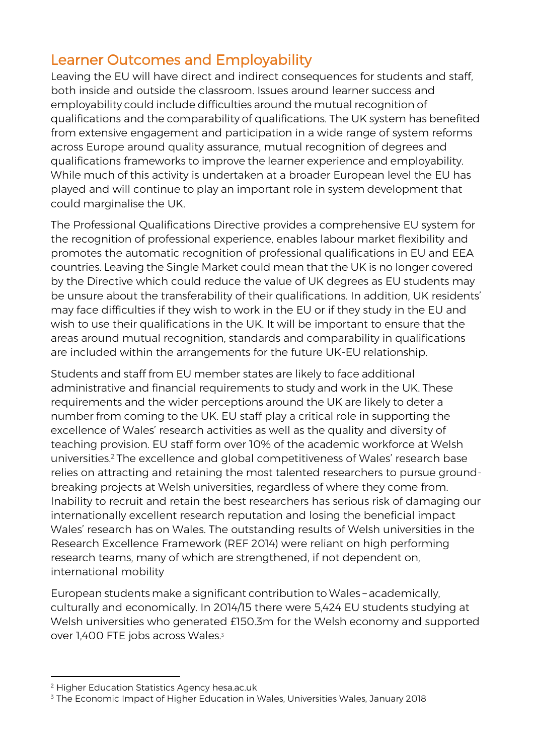## Learner Outcomes and Employability

Leaving the EU will have direct and indirect consequences for students and staff, both inside and outside the classroom. Issues around learner success and employability could include difficulties around the mutual recognition of qualifications and the comparability of qualifications. The UK system has benefited from extensive engagement and participation in a wide range of system reforms across Europe around quality assurance, mutual recognition of degrees and qualifications frameworks to improve the learner experience and employability. While much of this activity is undertaken at a broader European level the EU has played and will continue to play an important role in system development that could marginalise the UK.

The Professional Qualifications Directive provides a comprehensive EU system for the recognition of professional experience, enables labour market flexibility and promotes the automatic recognition of professional qualifications in EU and EEA countries. Leaving the Single Market could mean that the UK is no longer covered by the Directive which could reduce the value of UK degrees as EU students may be unsure about the transferability of their qualifications. In addition, UK residents' may face difficulties if they wish to work in the EU or if they study in the EU and wish to use their qualifications in the UK. It will be important to ensure that the areas around mutual recognition, standards and comparability in qualifications are included within the arrangements for the future UK-EU relationship.

Students and staff from EU member states are likely to face additional administrative and financial requirements to study and work in the UK. These requirements and the wider perceptions around the UK are likely to deter a number from coming to the UK. EU staff play a critical role in supporting the excellence of Wales' research activities as well as the quality and diversity of teaching provision. EU staff form over 10% of the academic workforce at Welsh universities.[2] The excellence and global competitiveness of Wales' research base relies on attracting and retaining the most talented researchers to pursue ground-breaking projects at Welsh universities, regardless of where they come from. Inability to recruit and retain the best researchers has serious risk of damaging our internationally excellent research reputation and losing the beneficial impact Wales' research has on Wales. The outstanding results of Welsh universities in the Research Excellence Framework (REF 2014) were reliant on high performing research teams, many of which are strengthened, if not dependent on, international mobility

European students make a significant contribution to Wales – academically, culturally and economically. In 2014/15 there were 5,424 EU students studying at Welsh universities who generated £150.3m for the Welsh economy and supported over 1,400 FTE jobs across Wales.[3]

---

[2] Higher Education Statistics Agency hesa.ac.uk

[3] The Economic Impact of Higher Education in Wales, Universities Wales, January 2018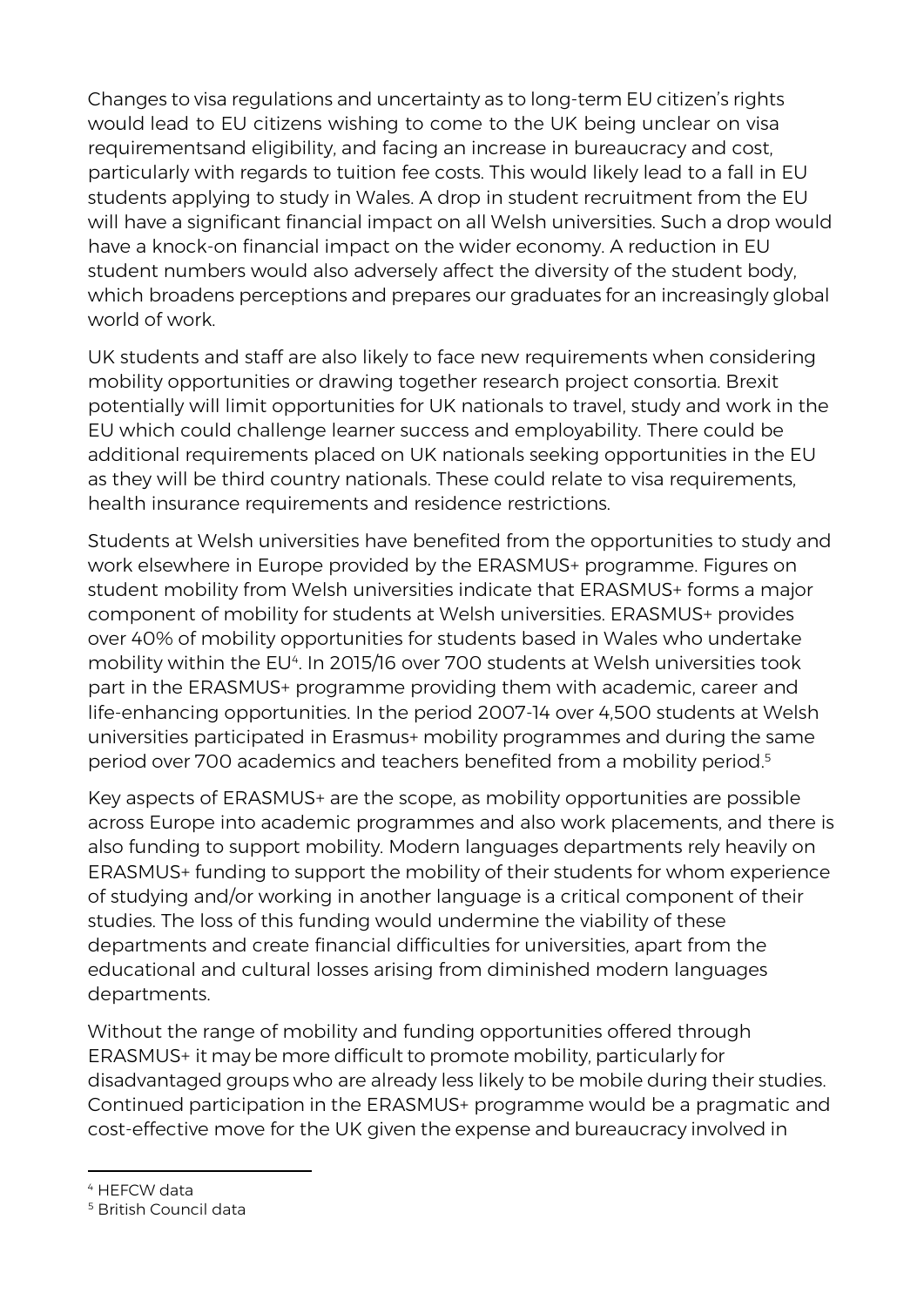Changes to visa regulations and uncertainty as to long-term EU citizen's rights would lead to EU citizens wishing to come to the UK being unclear on visa requirementsand eligibility, and facing an increase in bureaucracy and cost, particularly with regards to tuition fee costs. This would likely lead to a fall in EU students applying to study in Wales. A drop in student recruitment from the EU will have a significant financial impact on all Welsh universities. Such a drop would have a knock-on financial impact on the wider economy. A reduction in EU student numbers would also adversely affect the diversity of the student body, which broadens perceptions and prepares our graduates for an increasingly global world of work.

UK students and staff are also likely to face new requirements when considering mobility opportunities or drawing together research project consortia. Brexit potentially will limit opportunities for UK nationals to travel, study and work in the EU which could challenge learner success and employability. There could be additional requirements placed on UK nationals seeking opportunities in the EU as they will be third country nationals. These could relate to visa requirements, health insurance requirements and residence restrictions.

Students at Welsh universities have benefited from the opportunities to study and work elsewhere in Europe provided by the ERASMUS+ programme. Figures on student mobility from Welsh universities indicate that ERASMUS+ forms a major component of mobility for students at Welsh universities. ERASMUS+ provides over 40% of mobility opportunities for students based in Wales who undertake mobility within the EU[4]. In 2015/16 over 700 students at Welsh universities took part in the ERASMUS+ programme providing them with academic, career and life-enhancing opportunities. In the period 2007-14 over 4,500 students at Welsh universities participated in Erasmus+ mobility programmes and during the same period over 700 academics and teachers benefited from a mobility period.[5]

Key aspects of ERASMUS+ are the scope, as mobility opportunities are possible across Europe into academic programmes and also work placements, and there is also funding to support mobility. Modern languages departments rely heavily on ERASMUS+ funding to support the mobility of their students for whom experience of studying and/or working in another language is a critical component of their studies. The loss of this funding would undermine the viability of these departments and create financial difficulties for universities, apart from the educational and cultural losses arising from diminished modern languages departments.

Without the range of mobility and funding opportunities offered through ERASMUS+ it may be more difficult to promote mobility, particularly for disadvantaged groups who are already less likely to be mobile during their studies. Continued participation in the ERASMUS+ programme would be a pragmatic and cost-effective move for the UK given the expense and bureaucracy involved in

---

[4] HEFCW data

[5] British Council data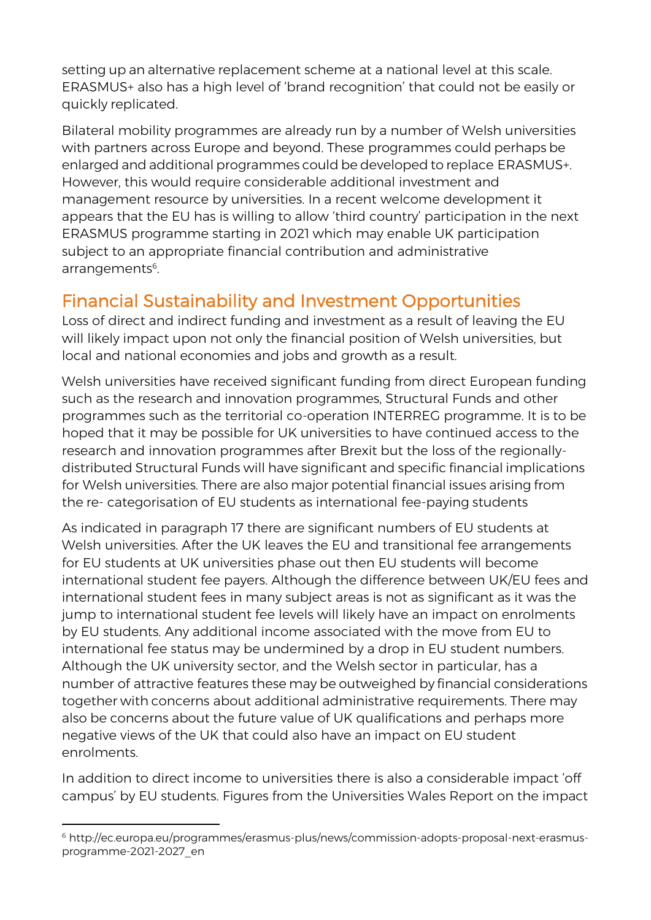setting up an alternative replacement scheme at a national level at this scale. ERASMUS+ also has a high level of 'brand recognition' that could not be easily or quickly replicated.

Bilateral mobility programmes are already run by a number of Welsh universities with partners across Europe and beyond. These programmes could perhaps be enlarged and additional programmes could be developed to replace ERASMUS+. However, this would require considerable additional investment and management resource by universities. In a recent welcome development it appears that the EU has is willing to allow 'third country' participation in the next ERASMUS programme starting in 2021 which may enable UK participation subject to an appropriate financial contribution and administrative arrangements[6].

## Financial Sustainability and Investment Opportunities

Loss of direct and indirect funding and investment as a result of leaving the EU will likely impact upon not only the financial position of Welsh universities, but local and national economies and jobs and growth as a result.

Welsh universities have received significant funding from direct European funding such as the research and innovation programmes, Structural Funds and other programmes such as the territorial co-operation INTERREG programme. It is to be hoped that it may be possible for UK universities to have continued access to the research and innovation programmes after Brexit but the loss of the regionally-distributed Structural Funds will have significant and specific financial implications for Welsh universities. There are also major potential financial issues arising from the re- categorisation of EU students as international fee-paying students

As indicated in paragraph 17 there are significant numbers of EU students at Welsh universities. After the UK leaves the EU and transitional fee arrangements for EU students at UK universities phase out then EU students will become international student fee payers. Although the difference between UK/EU fees and international student fees in many subject areas is not as significant as it was the jump to international student fee levels will likely have an impact on enrolments by EU students. Any additional income associated with the move from EU to international fee status may be undermined by a drop in EU student numbers. Although the UK university sector, and the Welsh sector in particular, has a number of attractive features these may be outweighed by financial considerations together with concerns about additional administrative requirements. There may also be concerns about the future value of UK qualifications and perhaps more negative views of the UK that could also have an impact on EU student enrolments.

In addition to direct income to universities there is also a considerable impact 'off campus' by EU students. Figures from the Universities Wales Report on the impact

---

[6] http://ec.europa.eu/programmes/erasmus-plus/news/commission-adopts-proposal-next-erasmus-programme-2021-2027_en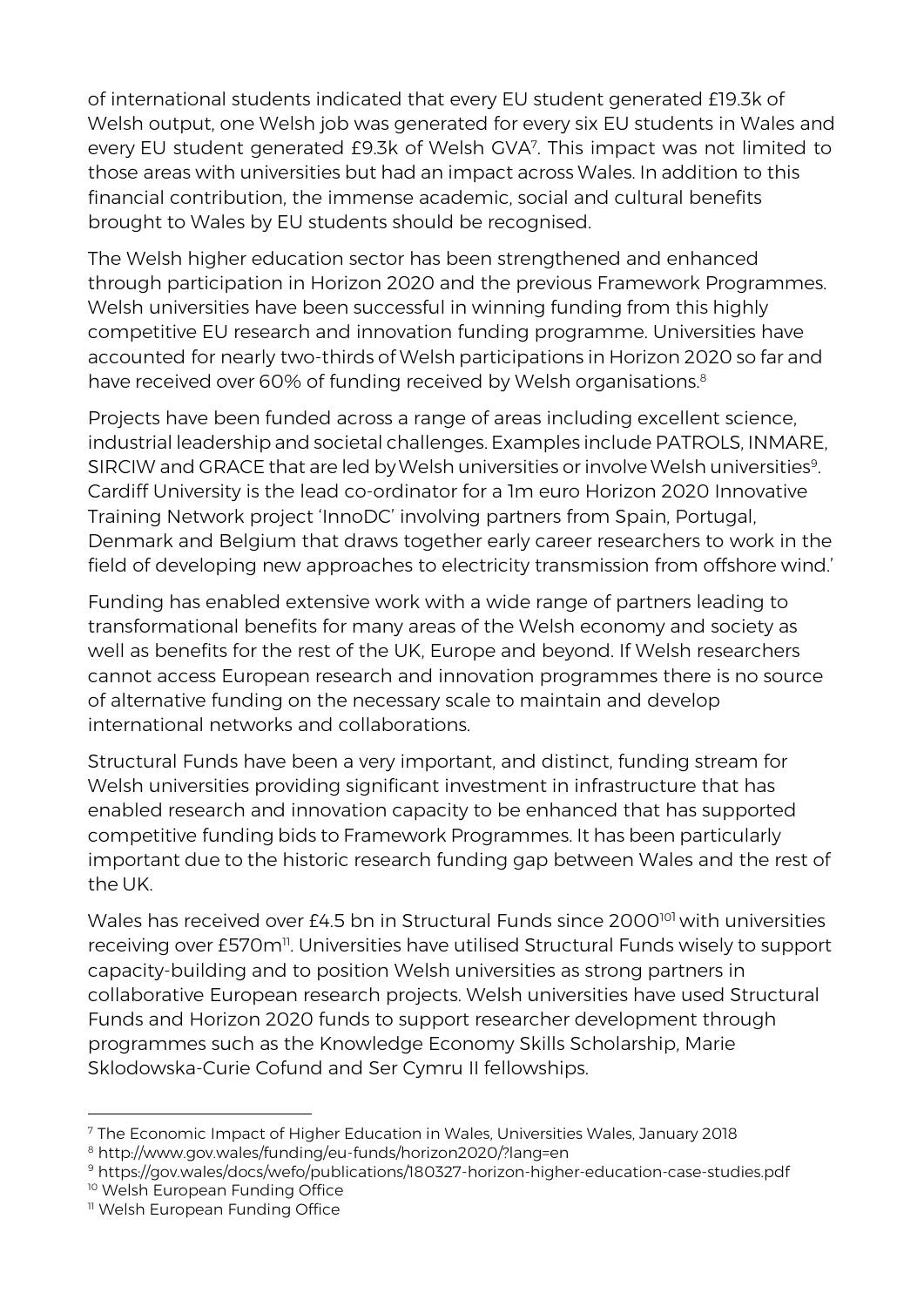of international students indicated that every EU student generated £19.3k of Welsh output, one Welsh job was generated for every six EU students in Wales and every EU student generated £9.3k of Welsh GVA[7]. This impact was not limited to those areas with universities but had an impact across Wales. In addition to this financial contribution, the immense academic, social and cultural benefits brought to Wales by EU students should be recognised.

The Welsh higher education sector has been strengthened and enhanced through participation in Horizon 2020 and the previous Framework Programmes. Welsh universities have been successful in winning funding from this highly competitive EU research and innovation funding programme. Universities have accounted for nearly two-thirds of Welsh participations in Horizon 2020 so far and have received over 60% of funding received by Welsh organisations.[8]

Projects have been funded across a range of areas including excellent science, industrial leadership and societal challenges. Examples include PATROLS, INMARE, SIRCIW and GRACE that are led by Welsh universities or involve Welsh universities[9]. Cardiff University is the lead co-ordinator for a 1m euro Horizon 2020 Innovative Training Network project 'InnoDC' involving partners from Spain, Portugal, Denmark and Belgium that draws together early career researchers to work in the field of developing new approaches to electricity transmission from offshore wind.'

Funding has enabled extensive work with a wide range of partners leading to transformational benefits for many areas of the Welsh economy and society as well as benefits for the rest of the UK, Europe and beyond. If Welsh researchers cannot access European research and innovation programmes there is no source of alternative funding on the necessary scale to maintain and develop international networks and collaborations.

Structural Funds have been a very important, and distinct, funding stream for Welsh universities providing significant investment in infrastructure that has enabled research and innovation capacity to be enhanced that has supported competitive funding bids to Framework Programmes. It has been particularly important due to the historic research funding gap between Wales and the rest of the UK.

Wales has received over £4.5 bn in Structural Funds since 2000[10] with universities receiving over £570m[11]. Universities have utilised Structural Funds wisely to support capacity-building and to position Welsh universities as strong partners in collaborative European research projects. Welsh universities have used Structural Funds and Horizon 2020 funds to support researcher development through programmes such as the Knowledge Economy Skills Scholarship, Marie Sklodowska-Curie Cofund and Ser Cymru II fellowships.

---

[7] The Economic Impact of Higher Education in Wales, Universities Wales, January 2018

[8] http://www.gov.wales/funding/eu-funds/horizon2020/?lang=en

[9] https://gov.wales/docs/wefo/publications/180327-horizon-higher-education-case-studies.pdf

[10] Welsh European Funding Office

[11] Welsh European Funding Office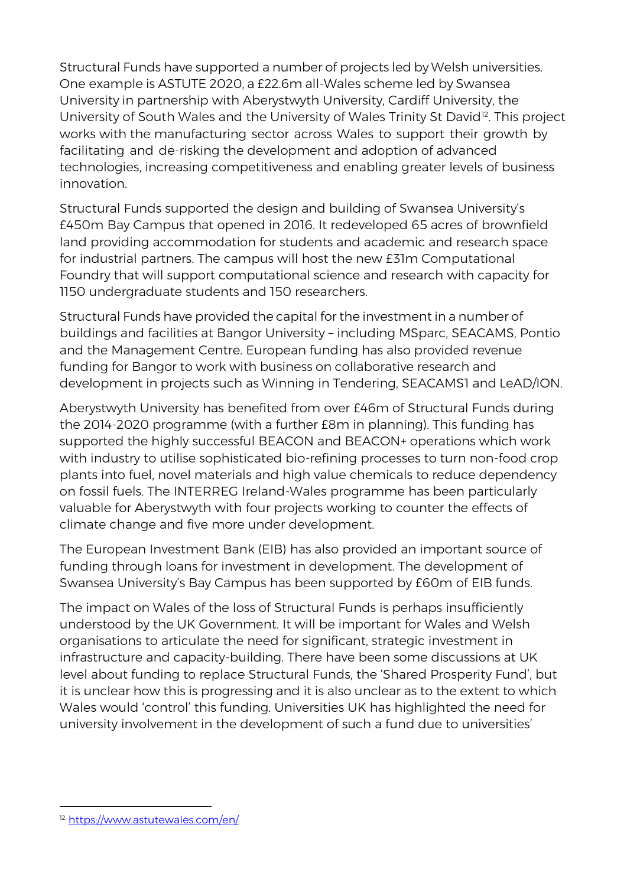Structural Funds have supported a number of projects led by Welsh universities. One example is ASTUTE 2020, a £22.6m all-Wales scheme led by Swansea University in partnership with Aberystwyth University, Cardiff University, the University of South Wales and the University of Wales Trinity St David[12]. This project works with the manufacturing sector across Wales to support their growth by facilitating and de-risking the development and adoption of advanced technologies, increasing competitiveness and enabling greater levels of business innovation.

Structural Funds supported the design and building of Swansea University's £450m Bay Campus that opened in 2016. It redeveloped 65 acres of brownfield land providing accommodation for students and academic and research space for industrial partners. The campus will host the new £31m Computational Foundry that will support computational science and research with capacity for 1150 undergraduate students and 150 researchers.

Structural Funds have provided the capital for the investment in a number of buildings and facilities at Bangor University – including MSparc, SEACAMS, Pontio and the Management Centre. European funding has also provided revenue funding for Bangor to work with business on collaborative research and development in projects such as Winning in Tendering, SEACAMS1 and LeAD/ION.

Aberystwyth University has benefited from over £46m of Structural Funds during the 2014-2020 programme (with a further £8m in planning). This funding has supported the highly successful BEACON and BEACON+ operations which work with industry to utilise sophisticated bio-refining processes to turn non-food crop plants into fuel, novel materials and high value chemicals to reduce dependency on fossil fuels. The INTERREG Ireland-Wales programme has been particularly valuable for Aberystwyth with four projects working to counter the effects of climate change and five more under development.

The European Investment Bank (EIB) has also provided an important source of funding through loans for investment in development. The development of Swansea University's Bay Campus has been supported by £60m of EIB funds.

The impact on Wales of the loss of Structural Funds is perhaps insufficiently understood by the UK Government. It will be important for Wales and Welsh organisations to articulate the need for significant, strategic investment in infrastructure and capacity-building. There have been some discussions at UK level about funding to replace Structural Funds, the 'Shared Prosperity Fund', but it is unclear how this is progressing and it is also unclear as to the extent to which Wales would 'control' this funding. Universities UK has highlighted the need for university involvement in the development of such a fund due to universities'

---

[12] https://www.astutewales.com/en/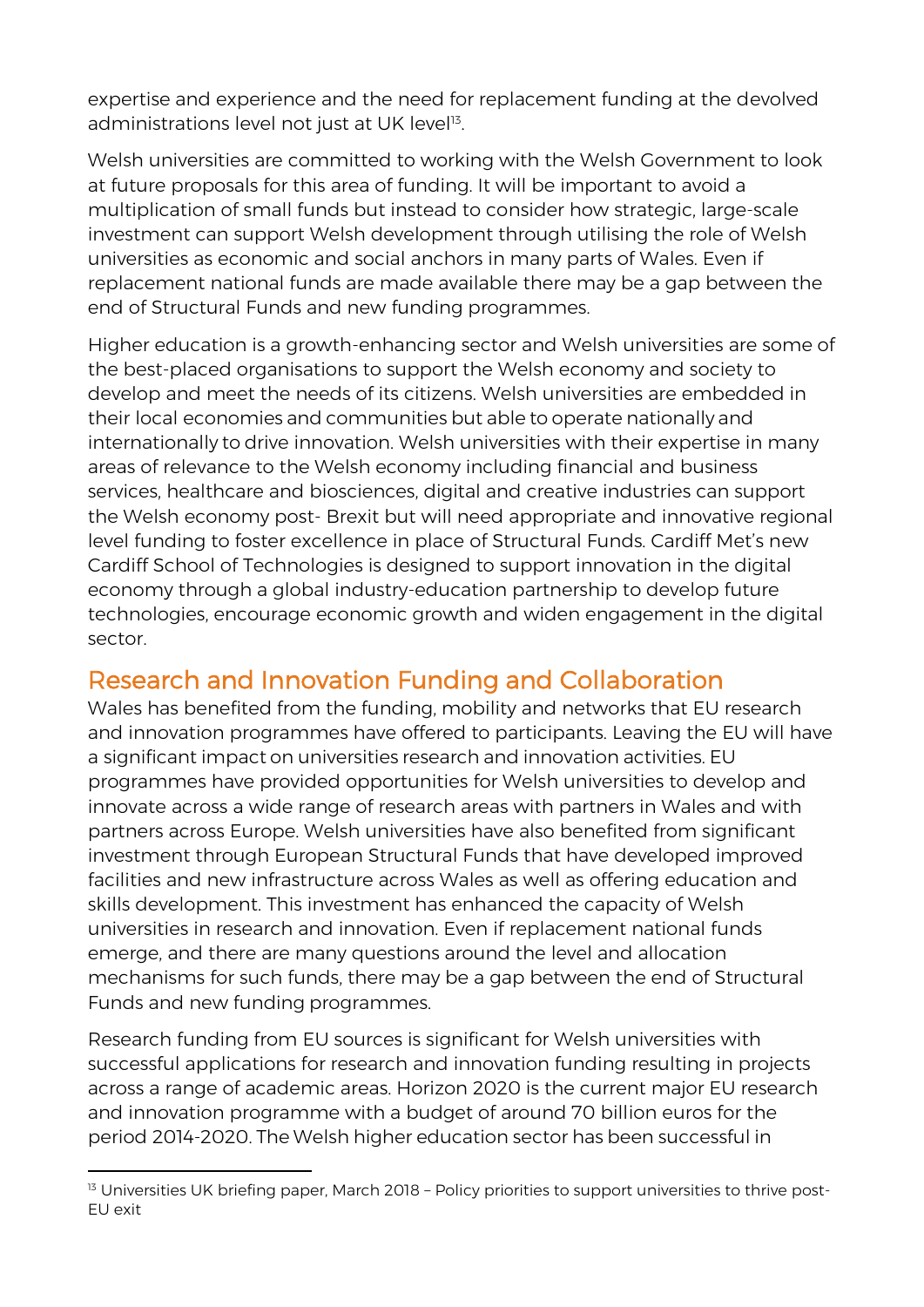expertise and experience and the need for replacement funding at the devolved administrations level not just at UK level[13].

Welsh universities are committed to working with the Welsh Government to look at future proposals for this area of funding. It will be important to avoid a multiplication of small funds but instead to consider how strategic, large-scale investment can support Welsh development through utilising the role of Welsh universities as economic and social anchors in many parts of Wales. Even if replacement national funds are made available there may be a gap between the end of Structural Funds and new funding programmes.

Higher education is a growth-enhancing sector and Welsh universities are some of the best-placed organisations to support the Welsh economy and society to develop and meet the needs of its citizens. Welsh universities are embedded in their local economies and communities but able to operate nationally and internationally to drive innovation. Welsh universities with their expertise in many areas of relevance to the Welsh economy including financial and business services, healthcare and biosciences, digital and creative industries can support the Welsh economy post- Brexit but will need appropriate and innovative regional level funding to foster excellence in place of Structural Funds. Cardiff Met's new Cardiff School of Technologies is designed to support innovation in the digital economy through a global industry-education partnership to develop future technologies, encourage economic growth and widen engagement in the digital sector.

## Research and Innovation Funding and Collaboration

Wales has benefited from the funding, mobility and networks that EU research and innovation programmes have offered to participants. Leaving the EU will have a significant impact on universities research and innovation activities. EU programmes have provided opportunities for Welsh universities to develop and innovate across a wide range of research areas with partners in Wales and with partners across Europe. Welsh universities have also benefited from significant investment through European Structural Funds that have developed improved facilities and new infrastructure across Wales as well as offering education and skills development. This investment has enhanced the capacity of Welsh universities in research and innovation. Even if replacement national funds emerge, and there are many questions around the level and allocation mechanisms for such funds, there may be a gap between the end of Structural Funds and new funding programmes.

Research funding from EU sources is significant for Welsh universities with successful applications for research and innovation funding resulting in projects across a range of academic areas. Horizon 2020 is the current major EU research and innovation programme with a budget of around 70 billion euros for the period 2014-2020. The Welsh higher education sector has been successful in

---

[13] Universities UK briefing paper, March 2018 – Policy priorities to support universities to thrive post-EU exit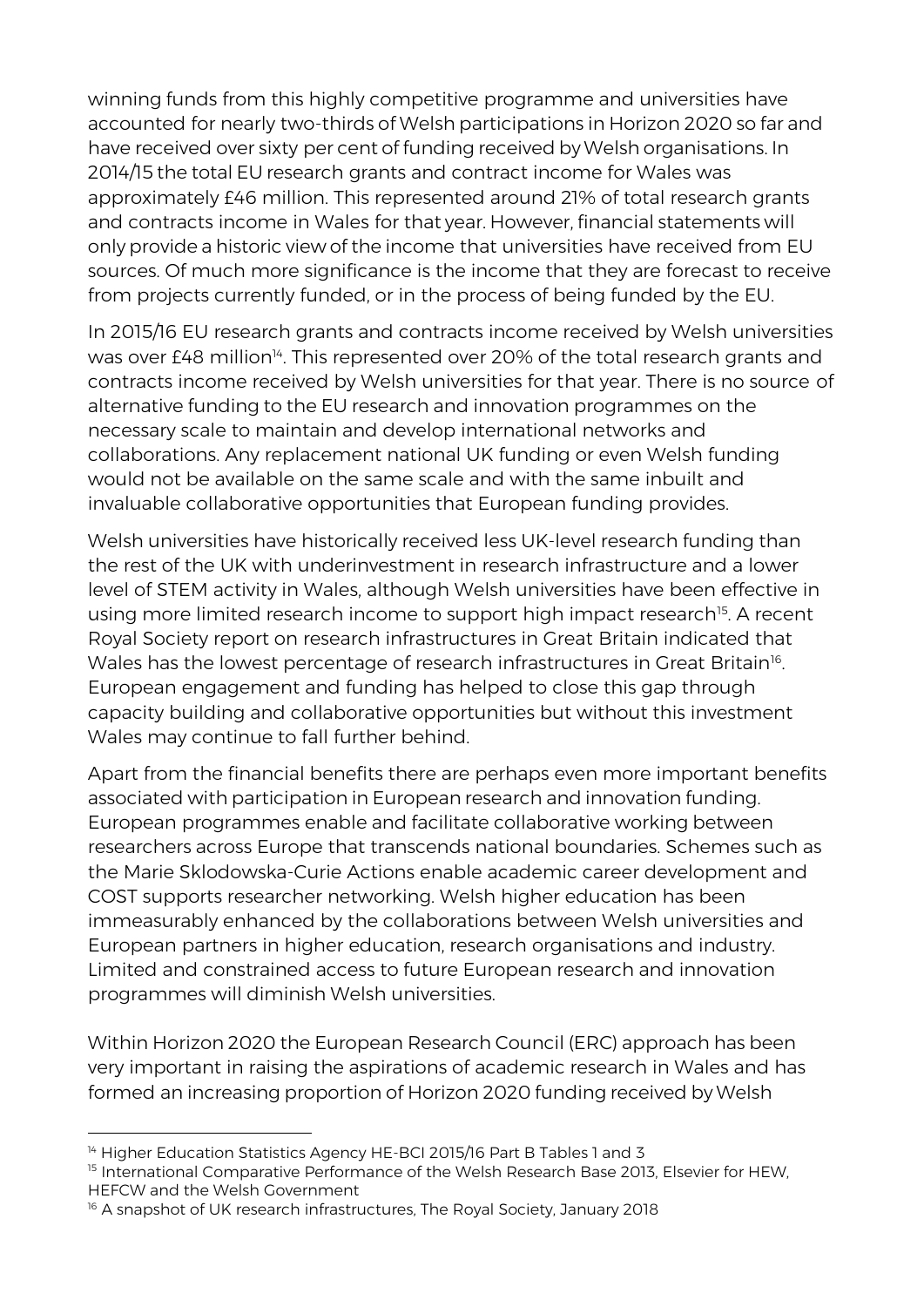winning funds from this highly competitive programme and universities have accounted for nearly two-thirds of Welsh participations in Horizon 2020 so far and have received over sixty per cent of funding received by Welsh organisations. In 2014/15 the total EU research grants and contract income for Wales was approximately £46 million. This represented around 21% of total research grants and contracts income in Wales for that year. However, financial statements will only provide a historic view of the income that universities have received from EU sources. Of much more significance is the income that they are forecast to receive from projects currently funded, or in the process of being funded by the EU.

In 2015/16 EU research grants and contracts income received by Welsh universities was over £48 million[14]. This represented over 20% of the total research grants and contracts income received by Welsh universities for that year. There is no source of alternative funding to the EU research and innovation programmes on the necessary scale to maintain and develop international networks and collaborations. Any replacement national UK funding or even Welsh funding would not be available on the same scale and with the same inbuilt and invaluable collaborative opportunities that European funding provides.

Welsh universities have historically received less UK-level research funding than the rest of the UK with underinvestment in research infrastructure and a lower level of STEM activity in Wales, although Welsh universities have been effective in using more limited research income to support high impact research[15]. A recent Royal Society report on research infrastructures in Great Britain indicated that Wales has the lowest percentage of research infrastructures in Great Britain[16]. European engagement and funding has helped to close this gap through capacity building and collaborative opportunities but without this investment Wales may continue to fall further behind.

Apart from the financial benefits there are perhaps even more important benefits associated with participation in European research and innovation funding. European programmes enable and facilitate collaborative working between researchers across Europe that transcends national boundaries. Schemes such as the Marie Sklodowska-Curie Actions enable academic career development and COST supports researcher networking. Welsh higher education has been immeasurably enhanced by the collaborations between Welsh universities and European partners in higher education, research organisations and industry. Limited and constrained access to future European research and innovation programmes will diminish Welsh universities.

Within Horizon 2020 the European Research Council (ERC) approach has been very important in raising the aspirations of academic research in Wales and has formed an increasing proportion of Horizon 2020 funding received by Welsh

---

[14] Higher Education Statistics Agency HE-BCI 2015/16 Part B Tables 1 and 3

[15] International Comparative Performance of the Welsh Research Base 2013, Elsevier for HEW, HEFCW and the Welsh Government

[16] A snapshot of UK research infrastructures, The Royal Society, January 2018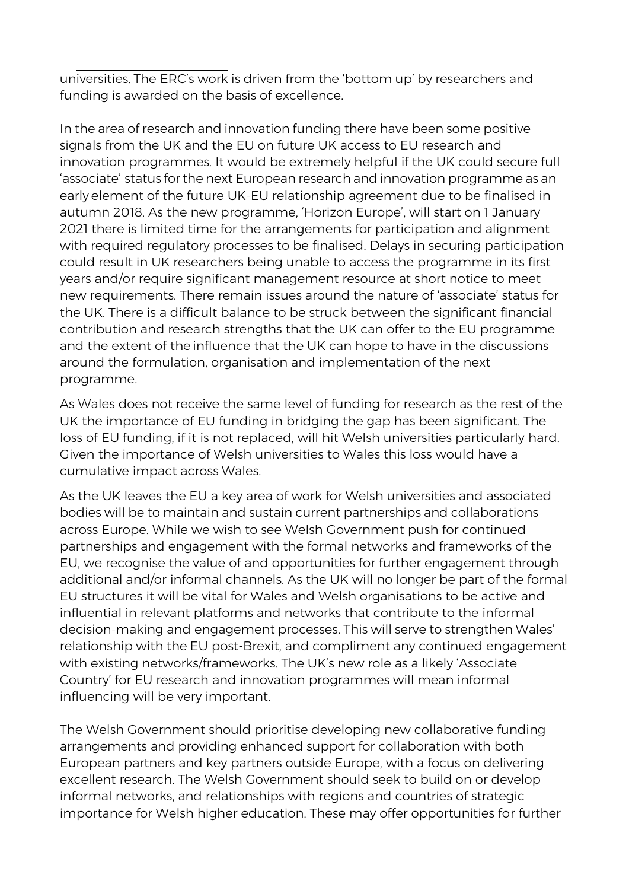universities. The ERC's work is driven from the 'bottom up' by researchers and funding is awarded on the basis of excellence.

In the area of research and innovation funding there have been some positive signals from the UK and the EU on future UK access to EU research and innovation programmes. It would be extremely helpful if the UK could secure full 'associate' status for the next European research and innovation programme as an early element of the future UK-EU relationship agreement due to be finalised in autumn 2018. As the new programme, 'Horizon Europe', will start on 1 January 2021 there is limited time for the arrangements for participation and alignment with required regulatory processes to be finalised. Delays in securing participation could result in UK researchers being unable to access the programme in its first years and/or require significant management resource at short notice to meet new requirements. There remain issues around the nature of 'associate' status for the UK. There is a difficult balance to be struck between the significant financial contribution and research strengths that the UK can offer to the EU programme and the extent of the influence that the UK can hope to have in the discussions around the formulation, organisation and implementation of the next programme.

As Wales does not receive the same level of funding for research as the rest of the UK the importance of EU funding in bridging the gap has been significant. The loss of EU funding, if it is not replaced, will hit Welsh universities particularly hard. Given the importance of Welsh universities to Wales this loss would have a cumulative impact across Wales.

As the UK leaves the EU a key area of work for Welsh universities and associated bodies will be to maintain and sustain current partnerships and collaborations across Europe. While we wish to see Welsh Government push for continued partnerships and engagement with the formal networks and frameworks of the EU, we recognise the value of and opportunities for further engagement through additional and/or informal channels. As the UK will no longer be part of the formal EU structures it will be vital for Wales and Welsh organisations to be active and influential in relevant platforms and networks that contribute to the informal decision-making and engagement processes. This will serve to strengthen Wales' relationship with the EU post-Brexit, and compliment any continued engagement with existing networks/frameworks. The UK's new role as a likely 'Associate Country' for EU research and innovation programmes will mean informal influencing will be very important.

The Welsh Government should prioritise developing new collaborative funding arrangements and providing enhanced support for collaboration with both European partners and key partners outside Europe, with a focus on delivering excellent research. The Welsh Government should seek to build on or develop informal networks, and relationships with regions and countries of strategic importance for Welsh higher education. These may offer opportunities for further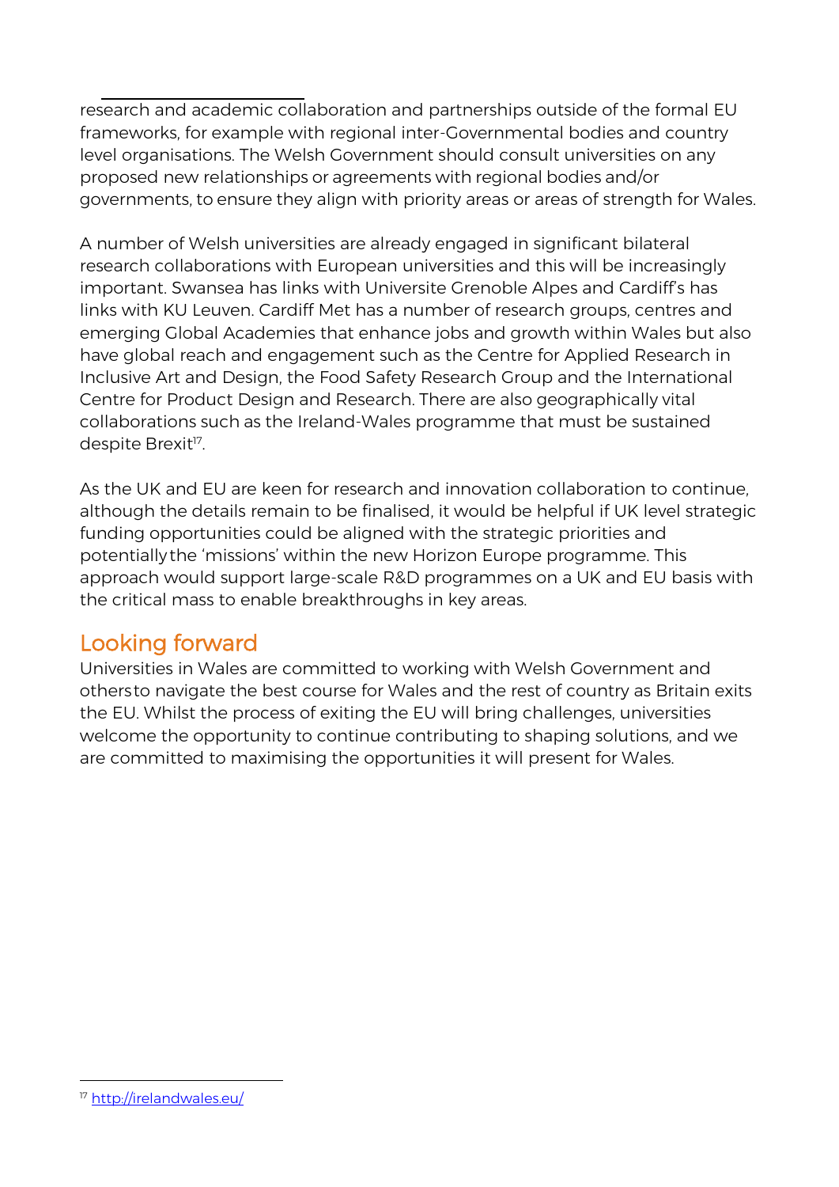research and academic collaboration and partnerships outside of the formal EU frameworks, for example with regional inter-Governmental bodies and country level organisations. The Welsh Government should consult universities on any proposed new relationships or agreements with regional bodies and/or governments, to ensure they align with priority areas or areas of strength for Wales.

A number of Welsh universities are already engaged in significant bilateral research collaborations with European universities and this will be increasingly important. Swansea has links with Universite Grenoble Alpes and Cardiff's has links with KU Leuven. Cardiff Met has a number of research groups, centres and emerging Global Academies that enhance jobs and growth within Wales but also have global reach and engagement such as the Centre for Applied Research in Inclusive Art and Design, the Food Safety Research Group and the International Centre for Product Design and Research. There are also geographically vital collaborations such as the Ireland-Wales programme that must be sustained despite Brexit[17].

As the UK and EU are keen for research and innovation collaboration to continue, although the details remain to be finalised, it would be helpful if UK level strategic funding opportunities could be aligned with the strategic priorities and potentially the 'missions' within the new Horizon Europe programme. This approach would support large-scale R&D programmes on a UK and EU basis with the critical mass to enable breakthroughs in key areas.

## Looking forward

Universities in Wales are committed to working with Welsh Government and others to navigate the best course for Wales and the rest of country as Britain exits the EU. Whilst the process of exiting the EU will bring challenges, universities welcome the opportunity to continue contributing to shaping solutions, and we are committed to maximising the opportunities it will present for Wales.

[17] http://irelandwales.eu/